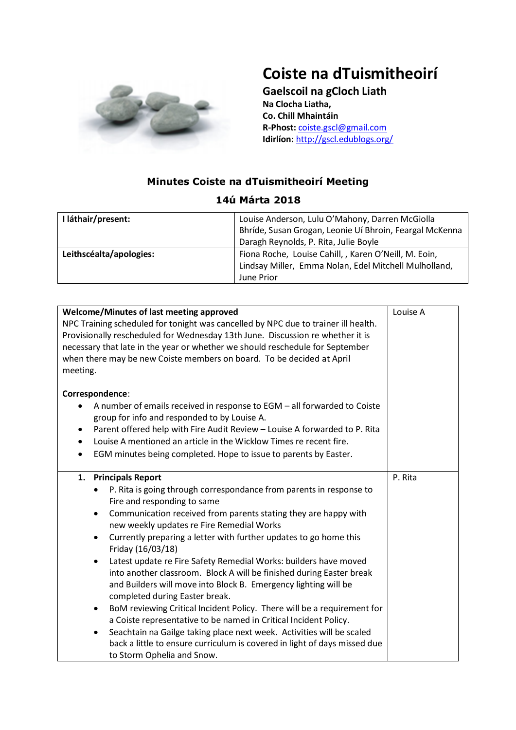# Coiste na dTuismitheoirí

## Gaelscoil na gCloch Liath

**Na Clocha Liatha,**
**Co. Chill Mhaintáin**
**R-Phost:** coiste.gscl@gmail.com
**Idirlíon:** http://gscl.edublogs.org/

### Minutes Coiste na dTuismitheoirí Meeting

### 14ú Márta 2018

| | |
|---|---|
| **I láthair/present:** | Louise Anderson, Lulu O'Mahony, Darren McGiolla Bhríde, Susan Grogan, Leonie Uí Bhroin, Feargal McKenna Daragh Reynolds, P. Rita, Julie Boyle |
| **Leithscéalta/apologies:** | Fiona Roche, Louise Cahill, , Karen O'Neill, M. Eoin, Lindsay Miller, Emma Nolan, Edel Mitchell Mulholland, June Prior |

| | |
|---|---|
| **Welcome/Minutes of last meeting approved**<br>NPC Training scheduled for tonight was cancelled by NPC due to trainer ill health. Provisionally rescheduled for Wednesday 13th June. Discussion re whether it is necessary that late in the year or whether we should reschedule for September when there may be new Coiste members on board. To be decided at April meeting.<br><br>**Correspondence**:<br>• A number of emails received in response to EGM – all forwarded to Coiste group for info and responded to by Louise A.<br>• Parent offered help with Fire Audit Review – Louise A forwarded to P. Rita<br>• Louise A mentioned an article in the Wicklow Times re recent fire.<br>• EGM minutes being completed. Hope to issue to parents by Easter. | Louise A |
| **1. Principals Report**<br>• P. Rita is going through correspondance from parents in response to Fire and responding to same<br>• Communication received from parents stating they are happy with new weekly updates re Fire Remedial Works<br>• Currently preparing a letter with further updates to go home this Friday (16/03/18)<br>• Latest update re Fire Safety Remedial Works: builders have moved into another classroom. Block A will be finished during Easter break and Builders will move into Block B. Emergency lighting will be completed during Easter break.<br>• BoM reviewing Critical Incident Policy. There will be a requirement for a Coiste representative to be named in Critical Incident Policy.<br>• Seachtain na Gailge taking place next week. Activities will be scaled back a little to ensure curriculum is covered in light of days missed due to Storm Ophelia and Snow. | P. Rita |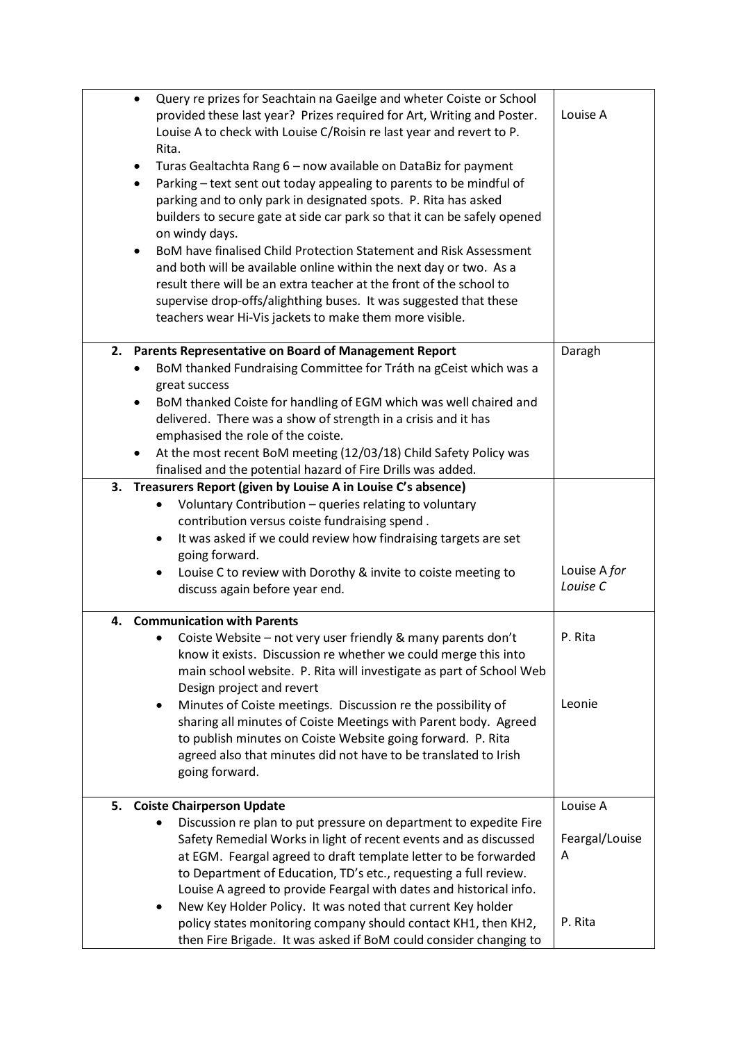| | |
|---|---|
| • Query re prizes for Seachtain na Gaeilge and wheter Coiste or School provided these last year? Prizes required for Art, Writing and Poster. Louise A to check with Louise C/Roisin re last year and revert to P. Rita.<br>• Turas Gealtachta Rang 6 – now available on DataBiz for payment<br>• Parking – text sent out today appealing to parents to be mindful of parking and to only park in designated spots. P. Rita has asked builders to secure gate at side car park so that it can be safely opened on windy days.<br>• BoM have finalised Child Protection Statement and Risk Assessment and both will be available online within the next day or two. As a result there will be an extra teacher at the front of the school to supervise drop-offs/alighthing buses. It was suggested that these teachers wear Hi-Vis jackets to make them more visible. | Louise A |
| **2. Parents Representative on Board of Management Report**<br>• BoM thanked Fundraising Committee for Tráth na gCeist which was a great success<br>• BoM thanked Coiste for handling of EGM which was well chaired and delivered. There was a show of strength in a crisis and it has emphasised the role of the coiste.<br>• At the most recent BoM meeting (12/03/18) Child Safety Policy was finalised and the potential hazard of Fire Drills was added. | Daragh |
| **3. Treasurers Report (given by Louise A in Louise C's absence)**<br>• Voluntary Contribution – queries relating to voluntary contribution versus coiste fundraising spend .<br>• It was asked if we could review how findraising targets are set going forward.<br>• Louise C to review with Dorothy & invite to coiste meeting to discuss again before year end. | Louise A *for* *Louise C* |
| **4. Communication with Parents**<br>• Coiste Website – not very user friendly & many parents don't know it exists. Discussion re whether we could merge this into main school website. P. Rita will investigate as part of School Web Design project and revert<br>• Minutes of Coiste meetings. Discussion re the possibility of sharing all minutes of Coiste Meetings with Parent body. Agreed to publish minutes on Coiste Website going forward. P. Rita agreed also that minutes did not have to be translated to Irish going forward. | P. Rita<br><br>Leonie |
| **5. Coiste Chairperson Update**<br>• Discussion re plan to put pressure on department to expedite Fire Safety Remedial Works in light of recent events and as discussed at EGM. Feargal agreed to draft template letter to be forwarded to Department of Education, TD's etc., requesting a full review. Louise A agreed to provide Feargal with dates and historical info.<br>• New Key Holder Policy. It was noted that current Key holder policy states monitoring company should contact KH1, then KH2, then Fire Brigade. It was asked if BoM could consider changing to | Louise A<br><br>Feargal/Louise A<br><br>P. Rita |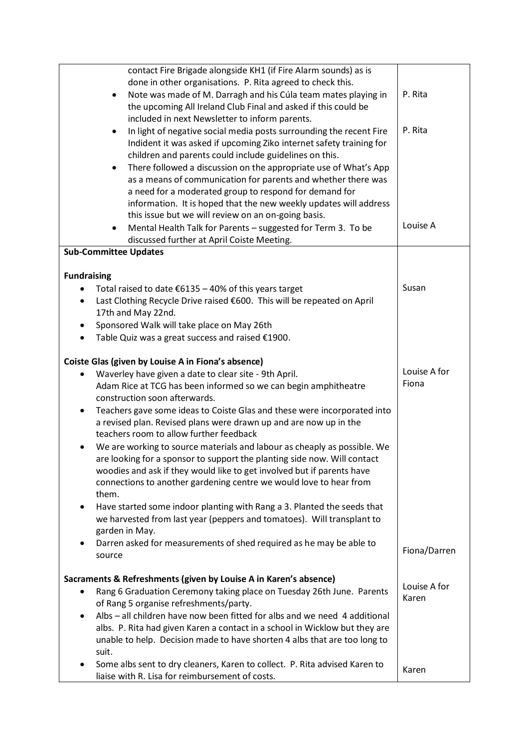| | |
|---|---|
| contact Fire Brigade alongside KH1 (if Fire Alarm sounds) as is done in other organisations. P. Rita agreed to check this.<br>• Note was made of M. Darragh and his Cúla team mates playing in the upcoming All Ireland Club Final and asked if this could be included in next Newsletter to inform parents.<br>• In light of negative social media posts surrounding the recent Fire Indident it was asked if upcoming Ziko internet safety training for children and parents could include guidelines on this.<br>• There followed a discussion on the appropriate use of What's App as a means of communication for parents and whether there was a need for a moderated group to respond for demand for information. It is hoped that the new weekly updates will address this issue but we will review on an on-going basis.<br>• Mental Health Talk for Parents – suggested for Term 3. To be discussed further at April Coiste Meeting. | P. Rita<br><br>P. Rita<br><br><br><br><br>Louise A |
| **Sub-Committee Updates**<br><br>**Fundraising**<br>• Total raised to date €6135 – 40% of this years target<br>• Last Clothing Recycle Drive raised €600. This will be repeated on April 17th and May 22nd.<br>• Sponsored Walk will take place on May 26th<br>• Table Quiz was a great success and raised €1900.<br><br>**Coiste Glas (given by Louise A in Fiona's absence)**<br>• Waverley have given a date to clear site - 9th April. Adam Rice at TCG has been informed so we can begin amphitheatre construction soon afterwards.<br>• Teachers gave some ideas to Coiste Glas and these were incorporated into a revised plan. Revised plans were drawn up and are now up in the teachers room to allow further feedback<br>• We are working to source materials and labour as cheaply as possible. We are looking for a sponsor to support the planting side now. Will contact woodies and ask if they would like to get involved but if parents have connections to another gardening centre we would love to hear from them.<br>• Have started some indoor planting with Rang a 3. Planted the seeds that we harvested from last year (peppers and tomatoes). Will transplant to garden in May.<br>• Darren asked for measurements of shed required as he may be able to source<br><br>**Sacraments & Refreshments (given by Louise A in Karen's absence)**<br>• Rang 6 Graduation Ceremony taking place on Tuesday 26th June. Parents of Rang 5 organise refreshments/party.<br>• Albs – all children have now been fitted for albs and we need 4 additional albs. P. Rita had given Karen a contact in a school in Wicklow but they are unable to help. Decision made to have shorten 4 albs that are too long to suit.<br>• Some albs sent to dry cleaners, Karen to collect. P. Rita advised Karen to liaise with R. Lisa for reimbursement of costs. | <br><br>Susan<br><br><br><br><br>Louise A for Fiona<br><br><br><br><br><br><br><br>Fiona/Darren<br><br>Louise A for Karen<br><br><br><br>Karen |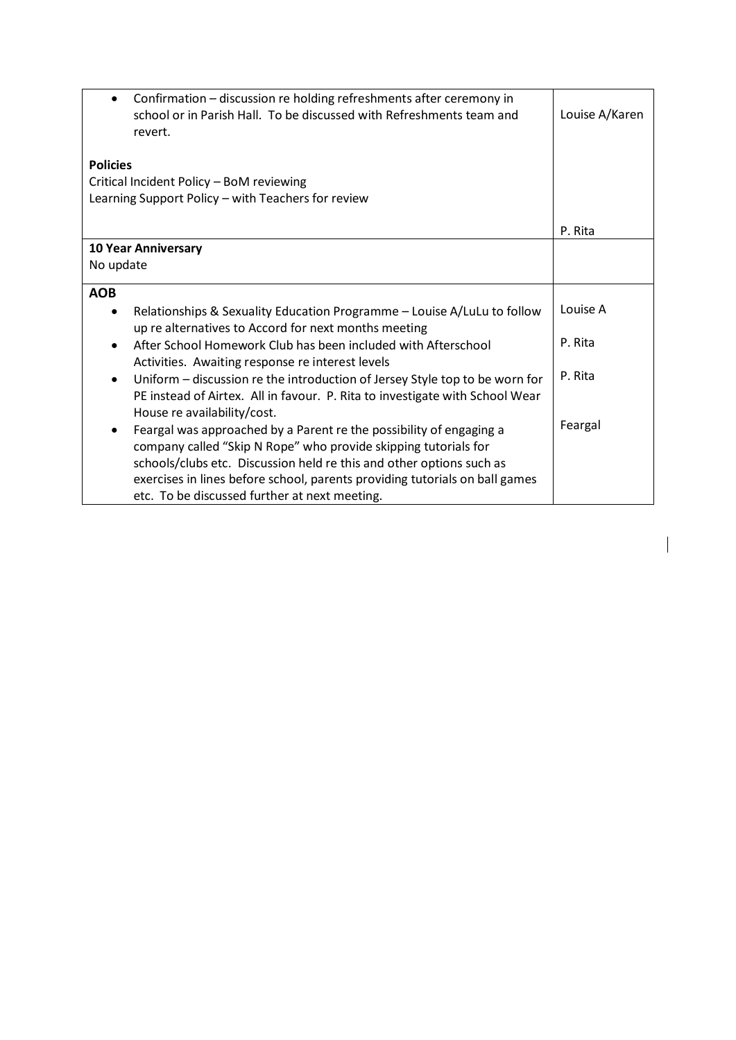| | |
|---|---|
| • Confirmation – discussion re holding refreshments after ceremony in school or in Parish Hall. To be discussed with Refreshments team and revert.<br><br>**Policies**<br>Critical Incident Policy – BoM reviewing<br>Learning Support Policy – with Teachers for review | Louise A/Karen<br><br><br><br><br><br>P. Rita |
| **10 Year Anniversary**<br>No update | |
| **AOB**<br>• Relationships & Sexuality Education Programme – Louise A/LuLu to follow up re alternatives to Accord for next months meeting<br>• After School Homework Club has been included with Afterschool Activities. Awaiting response re interest levels<br>• Uniform – discussion re the introduction of Jersey Style top to be worn for PE instead of Airtex. All in favour. P. Rita to investigate with School Wear House re availability/cost.<br>• Feargal was approached by a Parent re the possibility of engaging a company called "Skip N Rope" who provide skipping tutorials for schools/clubs etc. Discussion held re this and other options such as exercises in lines before school, parents providing tutorials on ball games etc. To be discussed further at next meeting. | Louise A<br><br>P. Rita<br><br>P. Rita<br><br><br>Feargal |